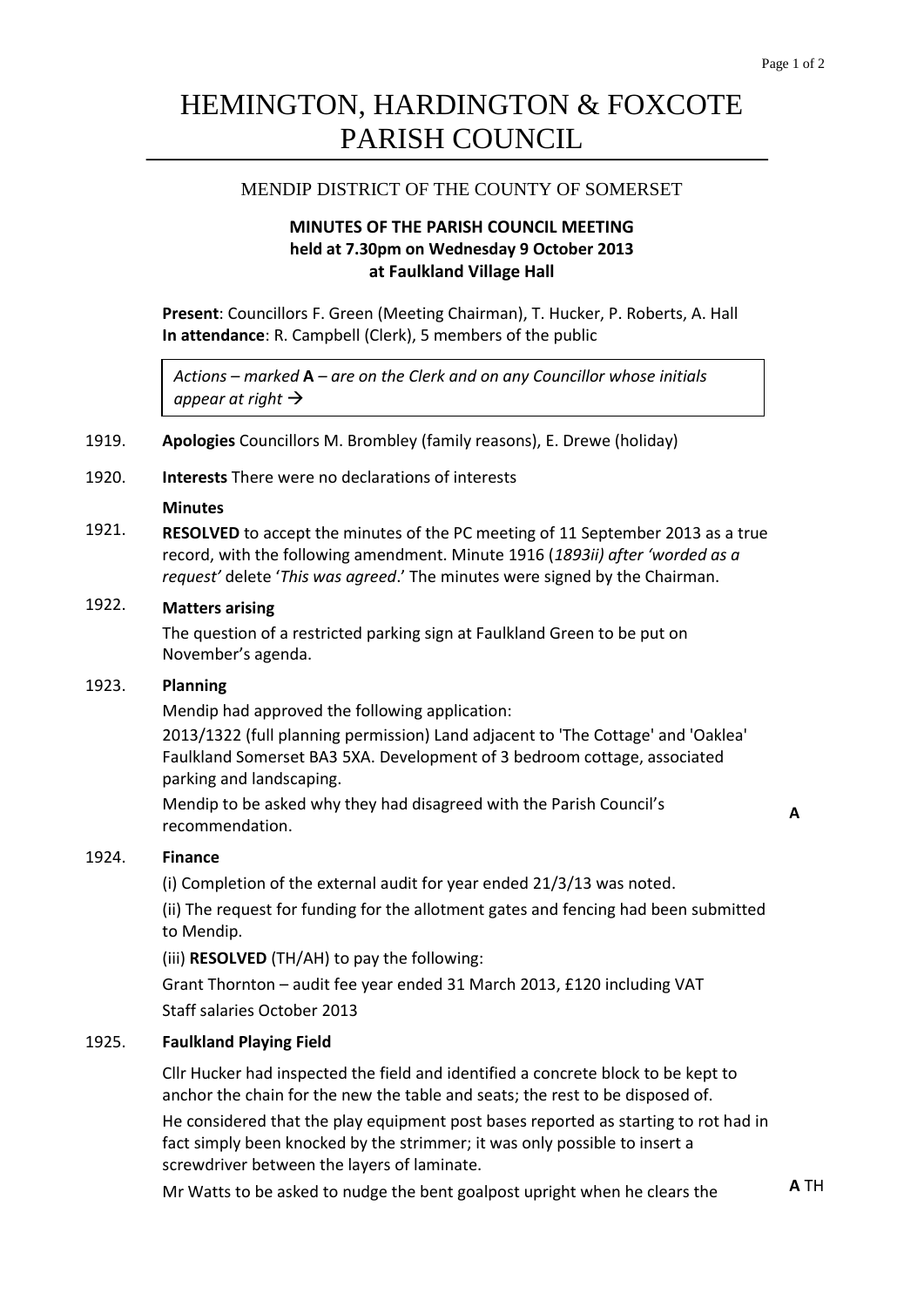# HEMINGTON, HARDINGTON & FOXCOTE PARISH COUNCIL

MENDIP DISTRICT OF THE COUNTY OF SOMERSET

**MINUTES OF THE PARISH COUNCIL MEETING**
**held at 7.30pm on Wednesday 9 October 2013**
**at Faulkland Village Hall**

**Present**: Councillors F. Green (Meeting Chairman), T. Hucker, P. Roberts, A. Hall
**In attendance**: R. Campbell (Clerk), 5 members of the public

> *Actions – marked* **A** *– are on the Clerk and on any Councillor whose initials appear at right →*

1919. **Apologies** Councillors M. Brombley (family reasons), E. Drewe (holiday)

1920. **Interests** There were no declarations of interests

1921. **Minutes**

**RESOLVED** to accept the minutes of the PC meeting of 11 September 2013 as a true record, with the following amendment. Minute 1916 (*1893ii) after 'worded as a request'* delete '*This was agreed*.' The minutes were signed by the Chairman.

1922. **Matters arising**

The question of a restricted parking sign at Faulkland Green to be put on November's agenda.

1923. **Planning**

Mendip had approved the following application:

2013/1322 (full planning permission) Land adjacent to 'The Cottage' and 'Oaklea' Faulkland Somerset BA3 5XA. Development of 3 bedroom cottage, associated parking and landscaping.

Mendip to be asked why they had disagreed with the Parish Council's recommendation. **A**

1924. **Finance**

(i) Completion of the external audit for year ended 21/3/13 was noted.

(ii) The request for funding for the allotment gates and fencing had been submitted to Mendip.

(iii) **RESOLVED** (TH/AH) to pay the following:

Grant Thornton – audit fee year ended 31 March 2013, £120 including VAT
Staff salaries October 2013

1925. **Faulkland Playing Field**

Cllr Hucker had inspected the field and identified a concrete block to be kept to anchor the chain for the new the table and seats; the rest to be disposed of.

He considered that the play equipment post bases reported as starting to rot had in fact simply been knocked by the strimmer; it was only possible to insert a screwdriver between the layers of laminate.

Mr Watts to be asked to nudge the bent goalpost upright when he clears the **A** TH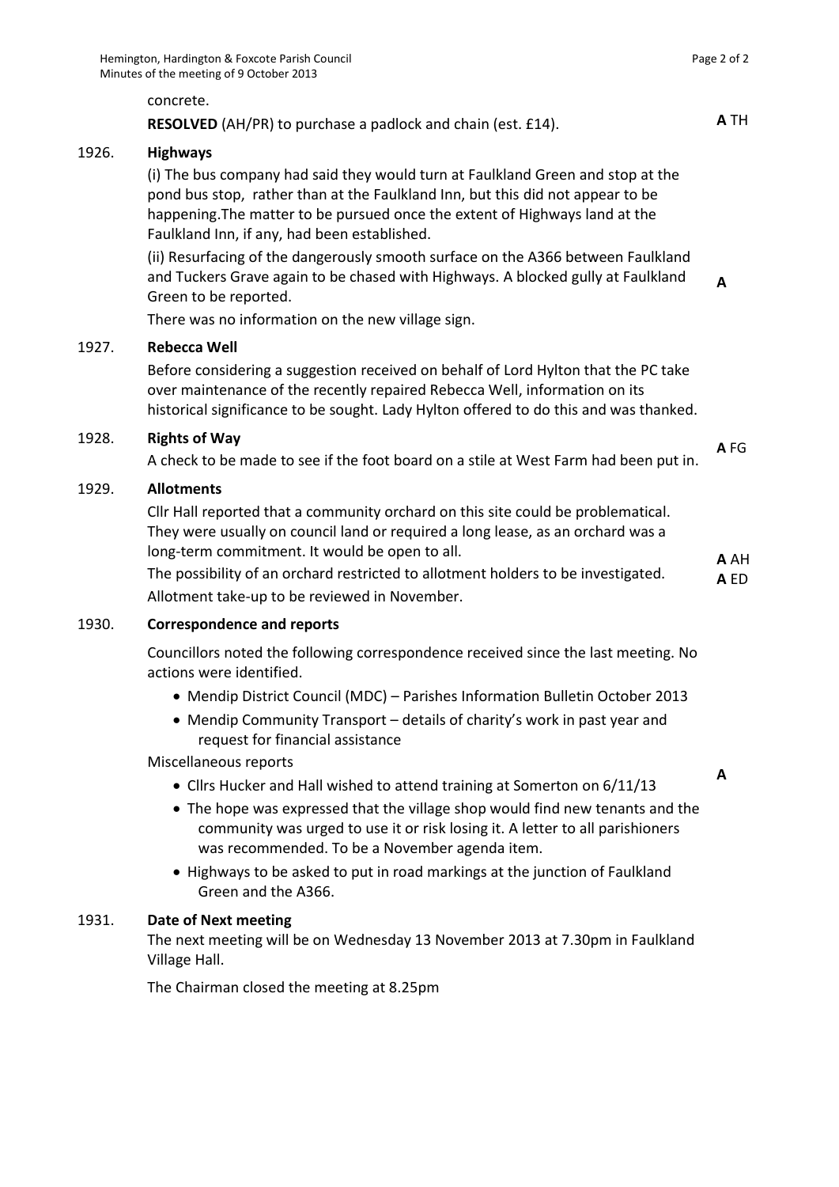concrete.

**RESOLVED** (AH/PR) to purchase a padlock and chain (est. £14). **A** TH

1926. **Highways**

(i) The bus company had said they would turn at Faulkland Green and stop at the pond bus stop, rather than at the Faulkland Inn, but this did not appear to be happening.The matter to be pursued once the extent of Highways land at the Faulkland Inn, if any, had been established.

(ii) Resurfacing of the dangerously smooth surface on the A366 between Faulkland and Tuckers Grave again to be chased with Highways. A blocked gully at Faulkland Green to be reported. **A**

There was no information on the new village sign.

1927. **Rebecca Well**

Before considering a suggestion received on behalf of Lord Hylton that the PC take over maintenance of the recently repaired Rebecca Well, information on its historical significance to be sought. Lady Hylton offered to do this and was thanked.

1928. **Rights of Way**

A check to be made to see if the foot board on a stile at West Farm had been put in. **A** FG

1929. **Allotments**

Cllr Hall reported that a community orchard on this site could be problematical. They were usually on council land or required a long lease, as an orchard was a long-term commitment. It would be open to all.

The possibility of an orchard restricted to allotment holders to be investigated. **A** AH

Allotment take-up to be reviewed in November. **A** ED

1930. **Correspondence and reports**

Councillors noted the following correspondence received since the last meeting. No actions were identified.

- Mendip District Council (MDC) – Parishes Information Bulletin October 2013
- Mendip Community Transport – details of charity's work in past year and request for financial assistance

Miscellaneous reports

- Cllrs Hucker and Hall wished to attend training at Somerton on 6/11/13 **A**
- The hope was expressed that the village shop would find new tenants and the community was urged to use it or risk losing it. A letter to all parishioners was recommended. To be a November agenda item.
- Highways to be asked to put in road markings at the junction of Faulkland Green and the A366.

1931. **Date of Next meeting**

The next meeting will be on Wednesday 13 November 2013 at 7.30pm in Faulkland Village Hall.

The Chairman closed the meeting at 8.25pm